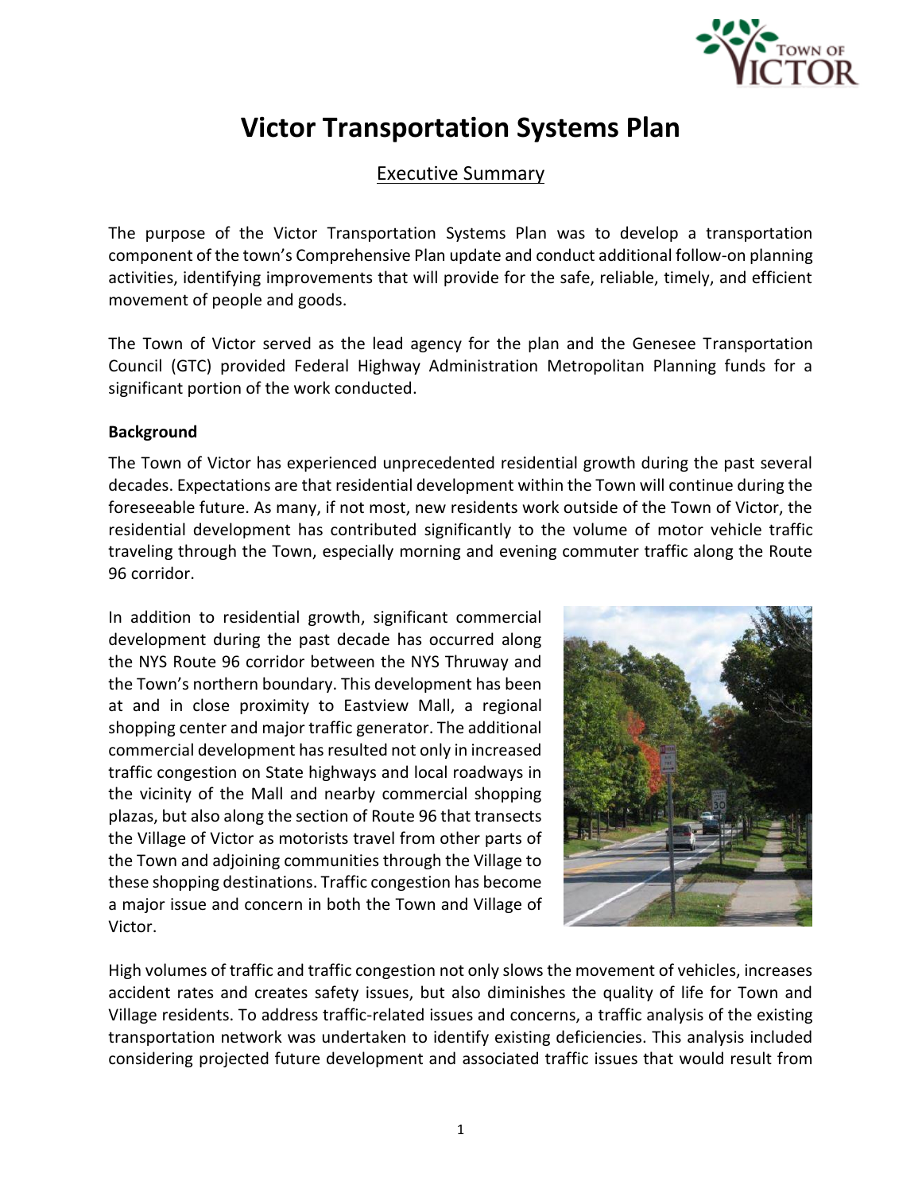# Victor Transportation Systems Plan

## Executive Summary

The purpose of the Victor Transportation Systems Plan was to develop a transportation component of the town's Comprehensive Plan update and conduct additional follow-on planning activities, identifying improvements that will provide for the safe, reliable, timely, and efficient movement of people and goods.

The Town of Victor served as the lead agency for the plan and the Genesee Transportation Council (GTC) provided Federal Highway Administration Metropolitan Planning funds for a significant portion of the work conducted.

### Background

The Town of Victor has experienced unprecedented residential growth during the past several decades. Expectations are that residential development within the Town will continue during the foreseeable future. As many, if not most, new residents work outside of the Town of Victor, the residential development has contributed significantly to the volume of motor vehicle traffic traveling through the Town, especially morning and evening commuter traffic along the Route 96 corridor.

In addition to residential growth, significant commercial development during the past decade has occurred along the NYS Route 96 corridor between the NYS Thruway and the Town's northern boundary. This development has been at and in close proximity to Eastview Mall, a regional shopping center and major traffic generator. The additional commercial development has resulted not only in increased traffic congestion on State highways and local roadways in the vicinity of the Mall and nearby commercial shopping plazas, but also along the section of Route 96 that transects the Village of Victor as motorists travel from other parts of the Town and adjoining communities through the Village to these shopping destinations. Traffic congestion has become a major issue and concern in both the Town and Village of Victor.

High volumes of traffic and traffic congestion not only slows the movement of vehicles, increases accident rates and creates safety issues, but also diminishes the quality of life for Town and Village residents. To address traffic-related issues and concerns, a traffic analysis of the existing transportation network was undertaken to identify existing deficiencies. This analysis included considering projected future development and associated traffic issues that would result from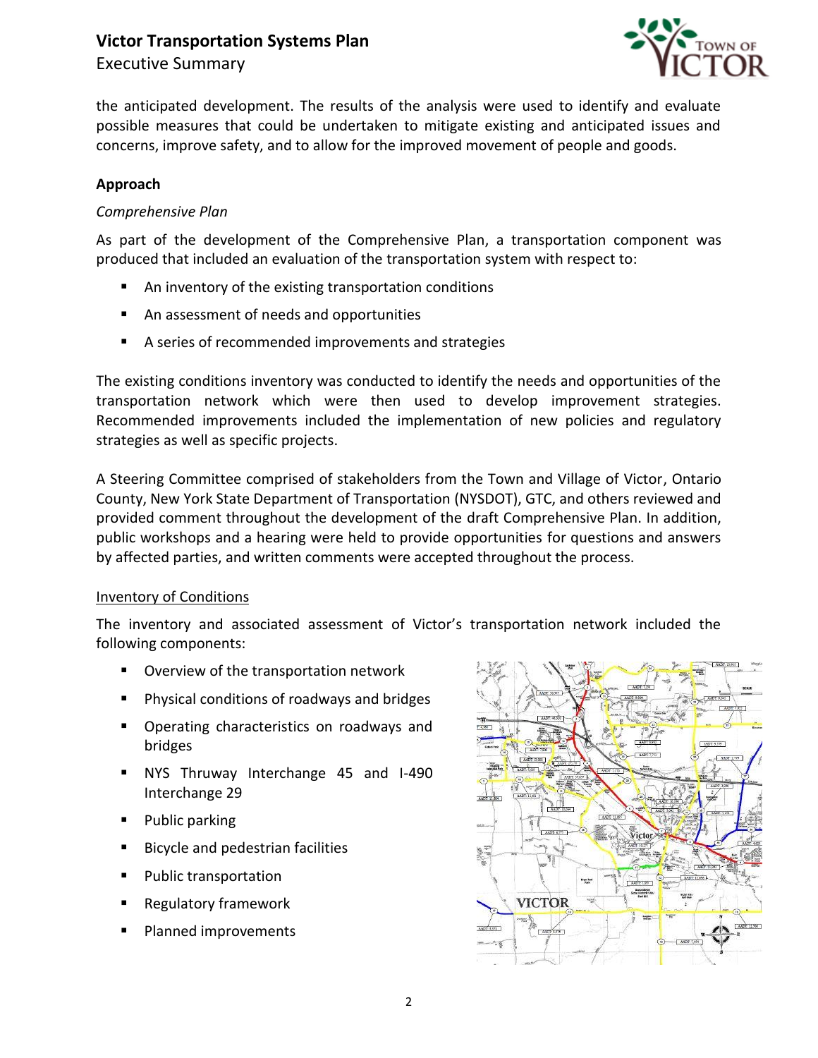the anticipated development. The results of the analysis were used to identify and evaluate possible measures that could be undertaken to mitigate existing and anticipated issues and concerns, improve safety, and to allow for the improved movement of people and goods.

## Approach

*Comprehensive Plan*

As part of the development of the Comprehensive Plan, a transportation component was produced that included an evaluation of the transportation system with respect to:

- An inventory of the existing transportation conditions
- An assessment of needs and opportunities
- A series of recommended improvements and strategies

The existing conditions inventory was conducted to identify the needs and opportunities of the transportation network which were then used to develop improvement strategies. Recommended improvements included the implementation of new policies and regulatory strategies as well as specific projects.

A Steering Committee comprised of stakeholders from the Town and Village of Victor, Ontario County, New York State Department of Transportation (NYSDOT), GTC, and others reviewed and provided comment throughout the development of the draft Comprehensive Plan. In addition, public workshops and a hearing were held to provide opportunities for questions and answers by affected parties, and written comments were accepted throughout the process.

Inventory of Conditions

The inventory and associated assessment of Victor's transportation network included the following components:

- Overview of the transportation network
- Physical conditions of roadways and bridges
- Operating characteristics on roadways and bridges
- NYS Thruway Interchange 45 and I-490 Interchange 29
- Public parking
- Bicycle and pedestrian facilities
- Public transportation
- Regulatory framework
- Planned improvements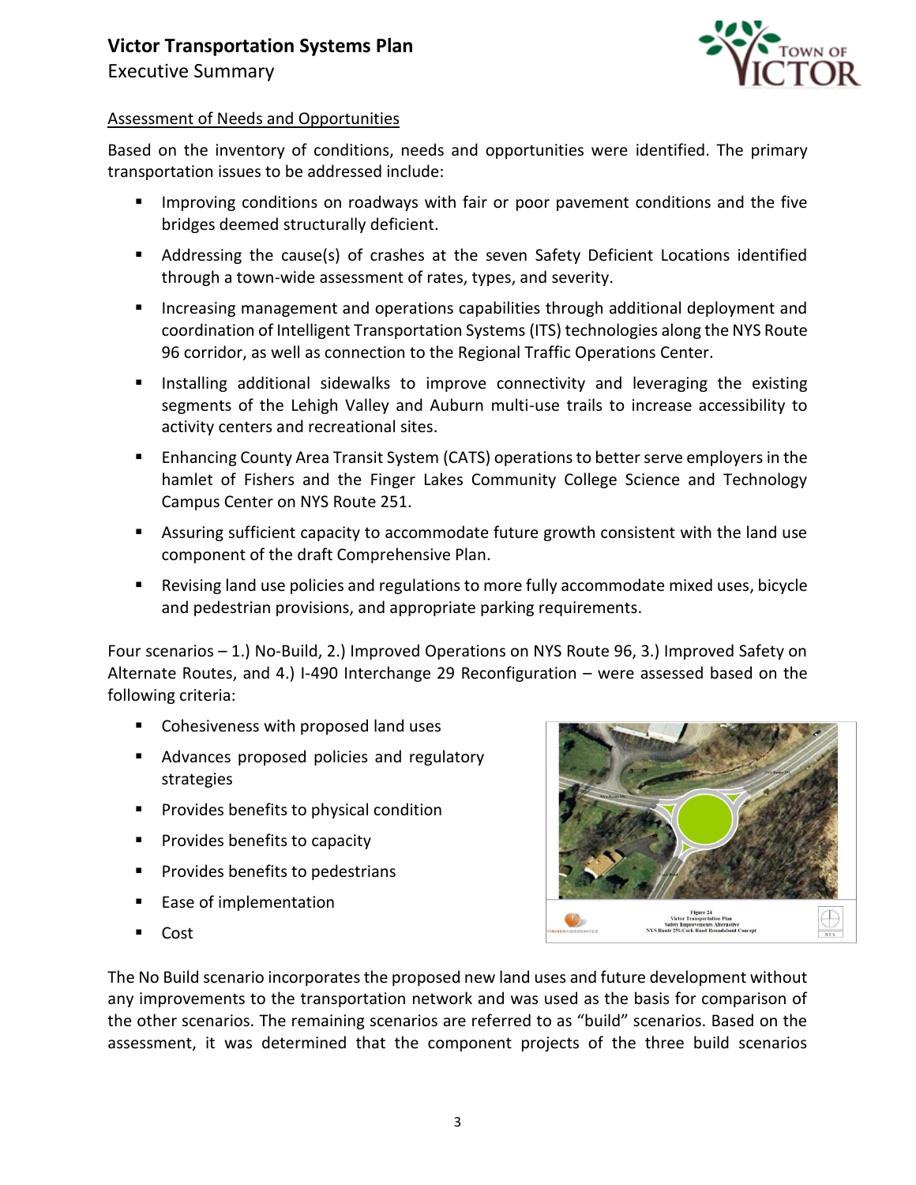## Assessment of Needs and Opportunities

Based on the inventory of conditions, needs and opportunities were identified. The primary transportation issues to be addressed include:

- Improving conditions on roadways with fair or poor pavement conditions and the five bridges deemed structurally deficient.
- Addressing the cause(s) of crashes at the seven Safety Deficient Locations identified through a town-wide assessment of rates, types, and severity.
- Increasing management and operations capabilities through additional deployment and coordination of Intelligent Transportation Systems (ITS) technologies along the NYS Route 96 corridor, as well as connection to the Regional Traffic Operations Center.
- Installing additional sidewalks to improve connectivity and leveraging the existing segments of the Lehigh Valley and Auburn multi-use trails to increase accessibility to activity centers and recreational sites.
- Enhancing County Area Transit System (CATS) operations to better serve employers in the hamlet of Fishers and the Finger Lakes Community College Science and Technology Campus Center on NYS Route 251.
- Assuring sufficient capacity to accommodate future growth consistent with the land use component of the draft Comprehensive Plan.
- Revising land use policies and regulations to more fully accommodate mixed uses, bicycle and pedestrian provisions, and appropriate parking requirements.

Four scenarios – 1.) No-Build, 2.) Improved Operations on NYS Route 96, 3.) Improved Safety on Alternate Routes, and 4.) I-490 Interchange 29 Reconfiguration – were assessed based on the following criteria:

- Cohesiveness with proposed land uses
- Advances proposed policies and regulatory strategies
- Provides benefits to physical condition
- Provides benefits to capacity
- Provides benefits to pedestrians
- Ease of implementation
- Cost

Figure 24
Victor Transportation Plan
Safety Improvements Alternative
NYS Route 251/Cork Road Roundabout Concept

The No Build scenario incorporates the proposed new land uses and future development without any improvements to the transportation network and was used as the basis for comparison of the other scenarios. The remaining scenarios are referred to as "build" scenarios. Based on the assessment, it was determined that the component projects of the three build scenarios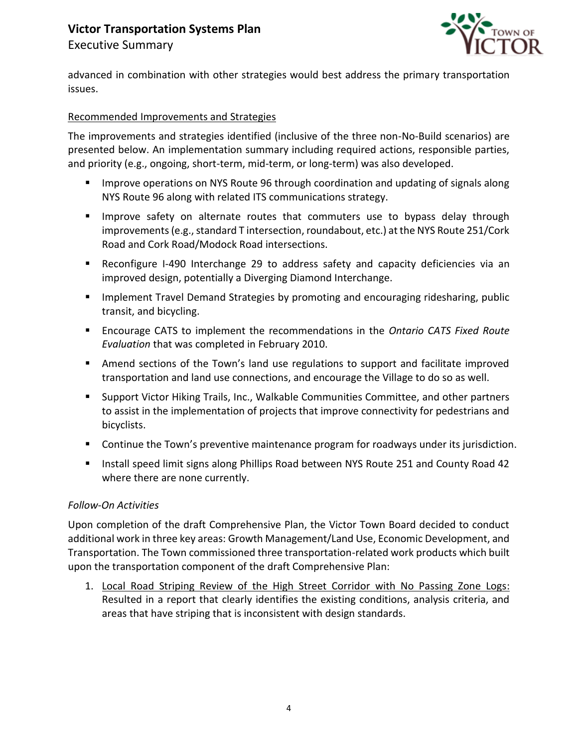advanced in combination with other strategies would best address the primary transportation issues.

<u>Recommended Improvements and Strategies</u>

The improvements and strategies identified (inclusive of the three non-No-Build scenarios) are presented below. An implementation summary including required actions, responsible parties, and priority (e.g., ongoing, short-term, mid-term, or long-term) was also developed.

- Improve operations on NYS Route 96 through coordination and updating of signals along NYS Route 96 along with related ITS communications strategy.
- Improve safety on alternate routes that commuters use to bypass delay through improvements (e.g., standard T intersection, roundabout, etc.) at the NYS Route 251/Cork Road and Cork Road/Modock Road intersections.
- Reconfigure I-490 Interchange 29 to address safety and capacity deficiencies via an improved design, potentially a Diverging Diamond Interchange.
- Implement Travel Demand Strategies by promoting and encouraging ridesharing, public transit, and bicycling.
- Encourage CATS to implement the recommendations in the *Ontario CATS Fixed Route Evaluation* that was completed in February 2010.
- Amend sections of the Town's land use regulations to support and facilitate improved transportation and land use connections, and encourage the Village to do so as well.
- Support Victor Hiking Trails, Inc., Walkable Communities Committee, and other partners to assist in the implementation of projects that improve connectivity for pedestrians and bicyclists.
- Continue the Town's preventive maintenance program for roadways under its jurisdiction.
- Install speed limit signs along Phillips Road between NYS Route 251 and County Road 42 where there are none currently.

*Follow-On Activities*

Upon completion of the draft Comprehensive Plan, the Victor Town Board decided to conduct additional work in three key areas: Growth Management/Land Use, Economic Development, and Transportation. The Town commissioned three transportation-related work products which built upon the transportation component of the draft Comprehensive Plan:

1. <u>Local Road Striping Review of the High Street Corridor with No Passing Zone Logs:</u> Resulted in a report that clearly identifies the existing conditions, analysis criteria, and areas that have striping that is inconsistent with design standards.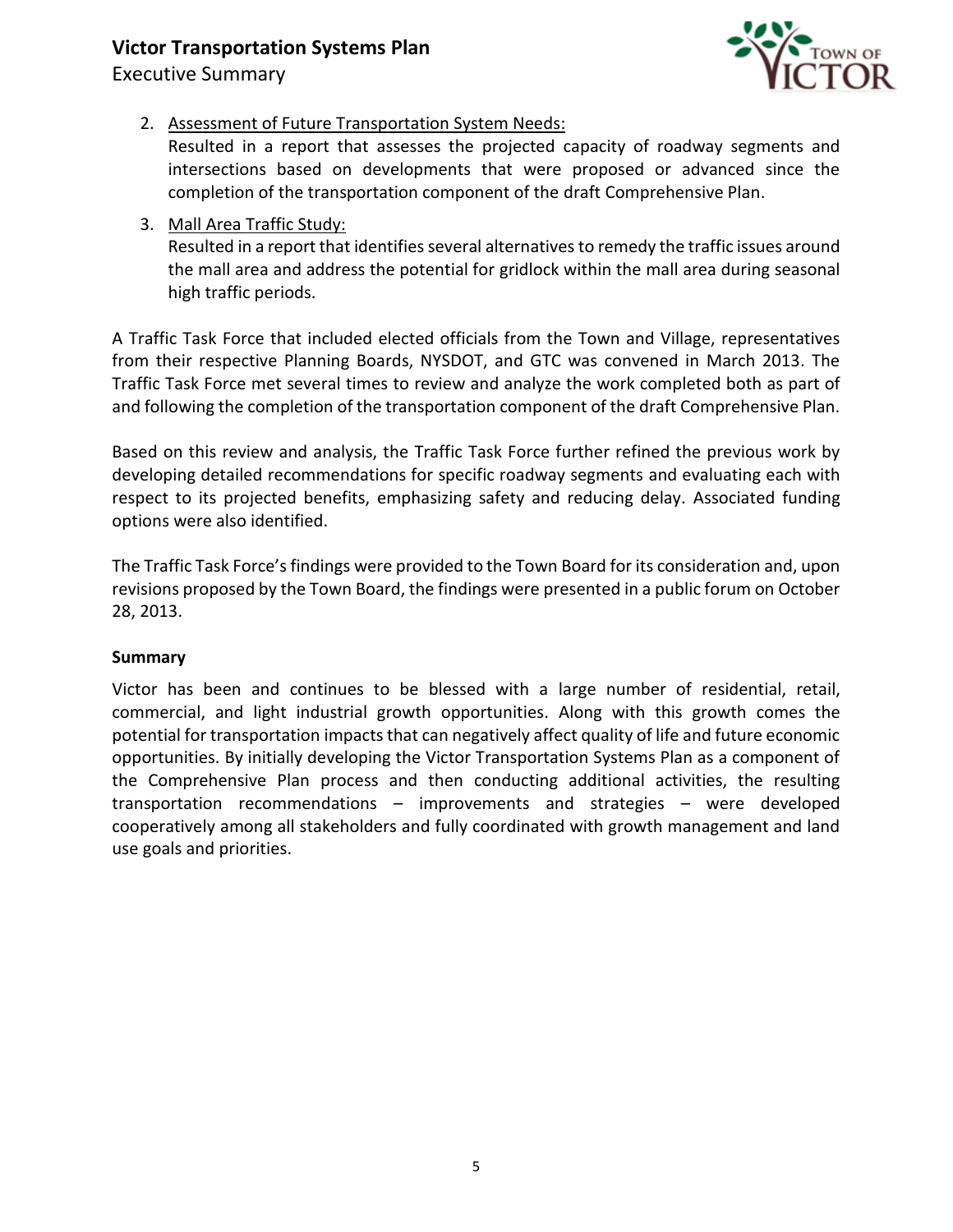2. Assessment of Future Transportation System Needs:
   Resulted in a report that assesses the projected capacity of roadway segments and intersections based on developments that were proposed or advanced since the completion of the transportation component of the draft Comprehensive Plan.

3. Mall Area Traffic Study:
   Resulted in a report that identifies several alternatives to remedy the traffic issues around the mall area and address the potential for gridlock within the mall area during seasonal high traffic periods.

A Traffic Task Force that included elected officials from the Town and Village, representatives from their respective Planning Boards, NYSDOT, and GTC was convened in March 2013. The Traffic Task Force met several times to review and analyze the work completed both as part of and following the completion of the transportation component of the draft Comprehensive Plan.

Based on this review and analysis, the Traffic Task Force further refined the previous work by developing detailed recommendations for specific roadway segments and evaluating each with respect to its projected benefits, emphasizing safety and reducing delay. Associated funding options were also identified.

The Traffic Task Force's findings were provided to the Town Board for its consideration and, upon revisions proposed by the Town Board, the findings were presented in a public forum on October 28, 2013.

**Summary**

Victor has been and continues to be blessed with a large number of residential, retail, commercial, and light industrial growth opportunities. Along with this growth comes the potential for transportation impacts that can negatively affect quality of life and future economic opportunities. By initially developing the Victor Transportation Systems Plan as a component of the Comprehensive Plan process and then conducting additional activities, the resulting transportation recommendations – improvements and strategies – were developed cooperatively among all stakeholders and fully coordinated with growth management and land use goals and priorities.